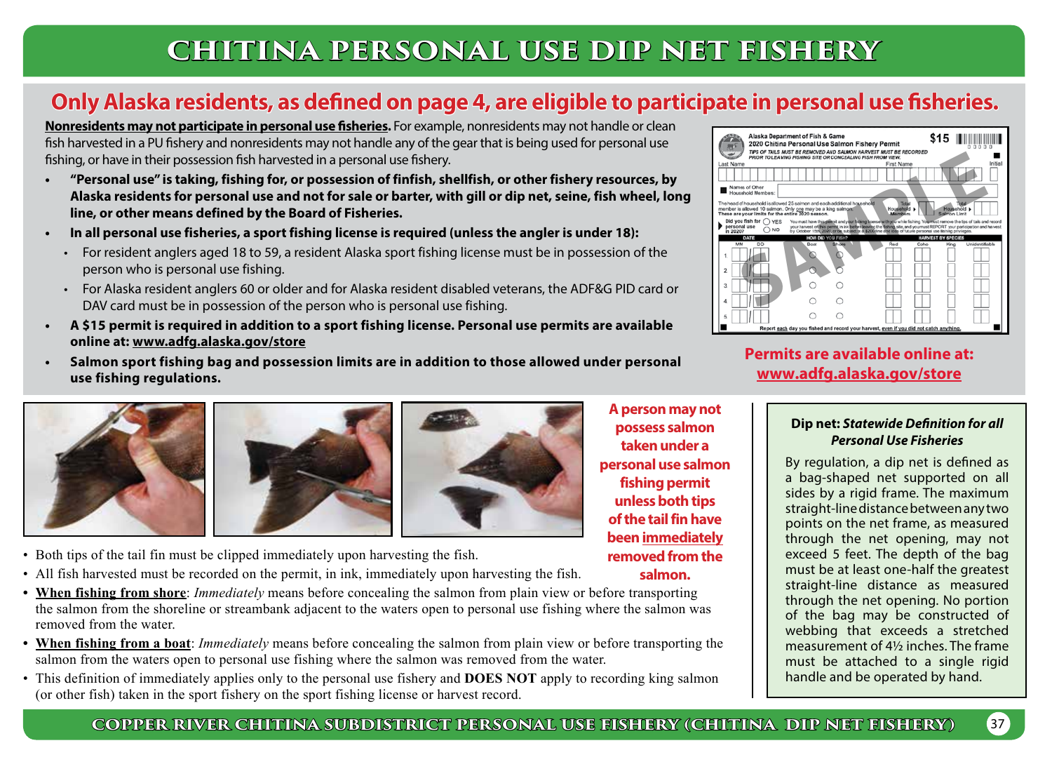# CHITINA PERSONAL USE DIP NET FISHERY

## Only Alaska residents, as defined on page 4, are eligible to participate in personal use fisheries.

**Nonresidents may not participate in personal use fisheries.** For example, nonresidents may not handle or clean fish harvested in a PU fishery and nonresidents may not handle any of the gear that is being used for personal use fishing, or have in their possession fish harvested in a personal use fishery.

- **"Personal use" is taking, fishing for, or possession of finfish, shellfish, or other fishery resources, by Alaska residents for personal use and not for sale or barter, with gill or dip net, seine, fish wheel, long line, or other means defined by the Board of Fisheries.**
- **In all personal use fisheries, a sport fishing license is required (unless the angler is under 18):**
  - For resident anglers aged 18 to 59, a resident Alaska sport fishing license must be in possession of the person who is personal use fishing.
  - For Alaska resident anglers 60 or older and for Alaska resident disabled veterans, the ADF&G PID card or DAV card must be in possession of the person who is personal use fishing.
- **A $15 permit is required in addition to a sport fishing license. Personal use permits are available online at: www.adfg.alaska.gov/store**
- **Salmon sport fishing bag and possession limits are in addition to those allowed under personal use fishing regulations.**

**Permits are available online at: www.adfg.alaska.gov/store**

**A person may not possess salmon taken under a personal use salmon fishing permit unless both tips of the tail fin have been immediately removed from the salmon.**

- Both tips of the tail fin must be clipped immediately upon harvesting the fish.
- All fish harvested must be recorded on the permit, in ink, immediately upon harvesting the fish.
- **When fishing from shore**: *Immediately* means before concealing the salmon from plain view or before transporting the salmon from the shoreline or streambank adjacent to the waters open to personal use fishing where the salmon was removed from the water.
- **When fishing from a boat**: *Immediately* means before concealing the salmon from plain view or before transporting the salmon from the waters open to personal use fishing where the salmon was removed from the water.
- This definition of immediately applies only to the personal use fishery and **DOES NOT** apply to recording king salmon (or other fish) taken in the sport fishery on the sport fishing license or harvest record.

**Dip net: *Statewide Definition for all Personal Use Fisheries***

By regulation, a dip net is defined as a bag-shaped net supported on all sides by a rigid frame. The maximum straight-line distance between any two points on the net frame, as measured through the net opening, may not exceed 5 feet. The depth of the bag must be at least one-half the greatest straight-line distance as measured through the net opening. No portion of the bag may be constructed of webbing that exceeds a stretched measurement of 4½ inches. The frame must be attached to a single rigid handle and be operated by hand.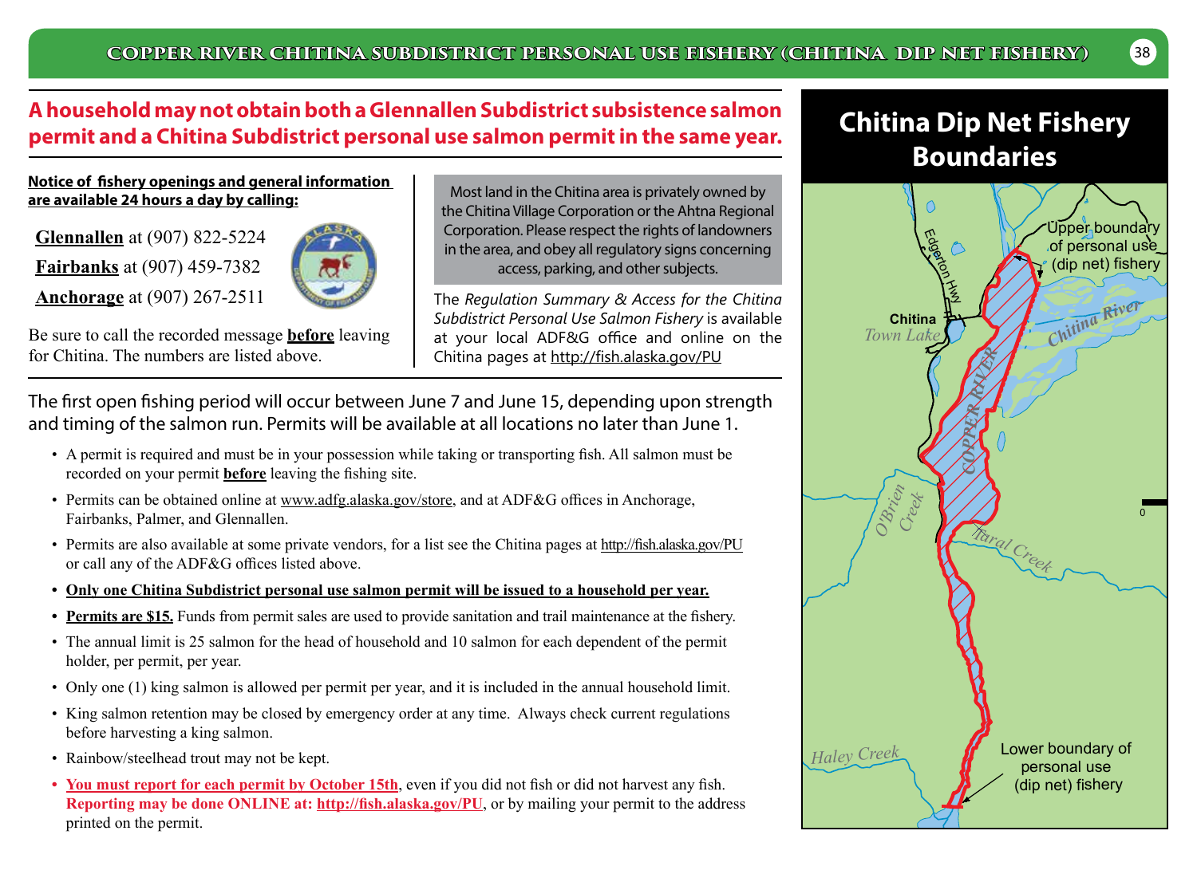**A household may not obtain both a Glennallen Subdistrict subsistence salmon permit and a Chitina Subdistrict personal use salmon permit in the same year.**

**Notice of fishery openings and general information are available 24 hours a day by calling:**

**Glennallen** at (907) 822-5224

**Fairbanks** at (907) 459-7382

**Anchorage** at (907) 267-2511

Be sure to call the recorded message **before** leaving for Chitina. The numbers are listed above.

Most land in the Chitina area is privately owned by the Chitina Village Corporation or the Ahtna Regional Corporation. Please respect the rights of landowners in the area, and obey all regulatory signs concerning access, parking, and other subjects.

The *Regulation Summary & Access for the Chitina Subdistrict Personal Use Salmon Fishery* is available at your local ADF&G office and online on the Chitina pages at http://fish.alaska.gov/PU

The first open fishing period will occur between June 7 and June 15, depending upon strength and timing of the salmon run. Permits will be available at all locations no later than June 1.

- A permit is required and must be in your possession while taking or transporting fish. All salmon must be recorded on your permit **before** leaving the fishing site.
- Permits can be obtained online at www.adfg.alaska.gov/store, and at ADF&G offices in Anchorage, Fairbanks, Palmer, and Glennallen.
- Permits are also available at some private vendors, for a list see the Chitina pages at http://fish.alaska.gov/PU or call any of the ADF&G offices listed above.
- **Only one Chitina Subdistrict personal use salmon permit will be issued to a household per year.**
- **Permits are $15.** Funds from permit sales are used to provide sanitation and trail maintenance at the fishery.
- The annual limit is 25 salmon for the head of household and 10 salmon for each dependent of the permit holder, per permit, per year.
- Only one (1) king salmon is allowed per permit per year, and it is included in the annual household limit.
- King salmon retention may be closed by emergency order at any time. Always check current regulations before harvesting a king salmon.
- Rainbow/steelhead trout may not be kept.
- **You must report for each permit by October 15th**, even if you did not fish or did not harvest any fish. **Reporting may be done ONLINE at: http://fish.alaska.gov/PU**, or by mailing your permit to the address printed on the permit.

## Chitina Dip Net Fishery Boundaries

Edgerton Hwy

Upper boundary of personal use (dip net) fishery

Chitina

Town Lake

Chitina River

COPPER RIVER

O'Brien Creek

Taral Creek

Haley Creek

Lower boundary of personal use (dip net) fishery